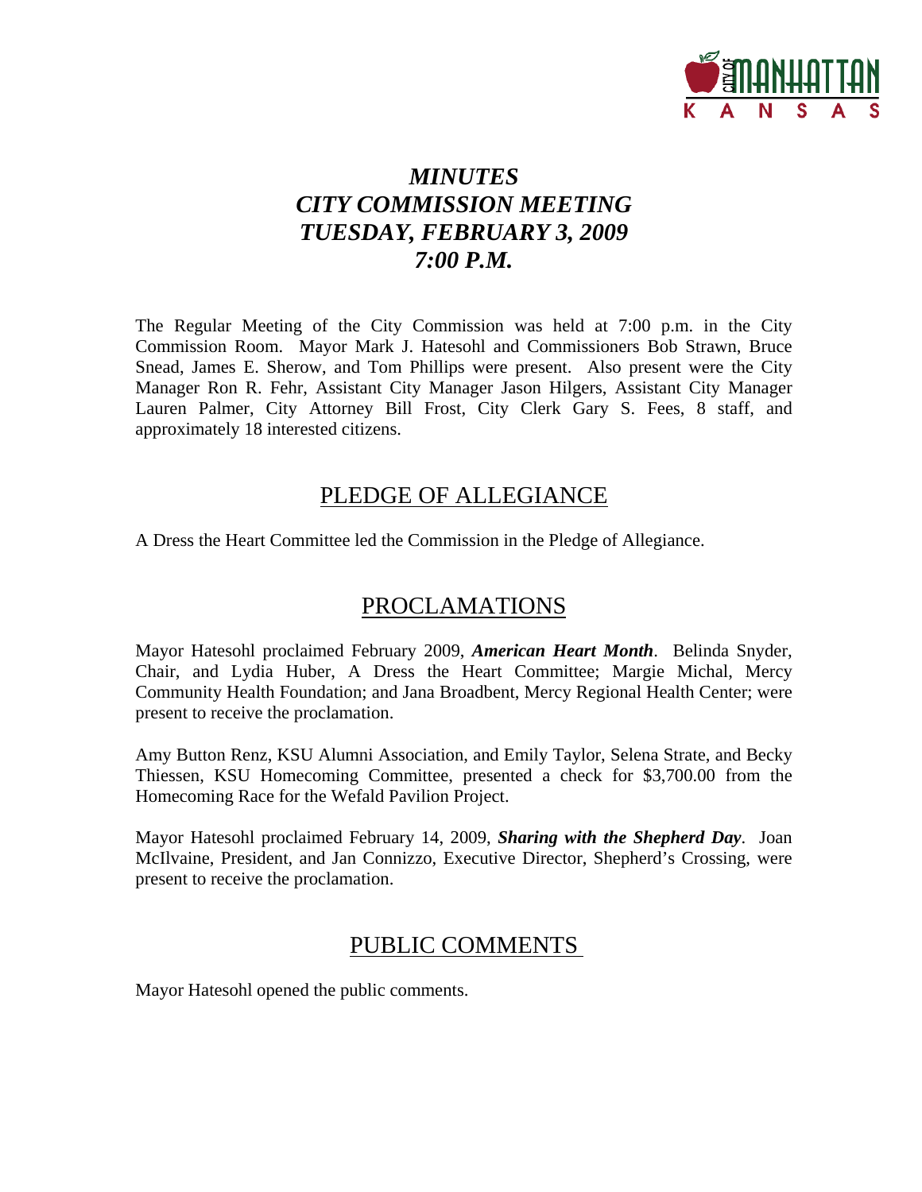# *MINUTES*
# *CITY COMMISSION MEETING*
# *TUESDAY, FEBRUARY 3, 2009*
# *7:00 P.M.*

The Regular Meeting of the City Commission was held at 7:00 p.m. in the City Commission Room. Mayor Mark J. Hatesohl and Commissioners Bob Strawn, Bruce Snead, James E. Sherow, and Tom Phillips were present. Also present were the City Manager Ron R. Fehr, Assistant City Manager Jason Hilgers, Assistant City Manager Lauren Palmer, City Attorney Bill Frost, City Clerk Gary S. Fees, 8 staff, and approximately 18 interested citizens.

## PLEDGE OF ALLEGIANCE

A Dress the Heart Committee led the Commission in the Pledge of Allegiance.

## PROCLAMATIONS

Mayor Hatesohl proclaimed February 2009, ***American Heart Month***. Belinda Snyder, Chair, and Lydia Huber, A Dress the Heart Committee; Margie Michal, Mercy Community Health Foundation; and Jana Broadbent, Mercy Regional Health Center; were present to receive the proclamation.

Amy Button Renz, KSU Alumni Association, and Emily Taylor, Selena Strate, and Becky Thiessen, KSU Homecoming Committee, presented a check for $3,700.00 from the Homecoming Race for the Wefald Pavilion Project.

Mayor Hatesohl proclaimed February 14, 2009, ***Sharing with the Shepherd Day***. Joan McIlvaine, President, and Jan Connizzo, Executive Director, Shepherd's Crossing, were present to receive the proclamation.

## PUBLIC COMMENTS

Mayor Hatesohl opened the public comments.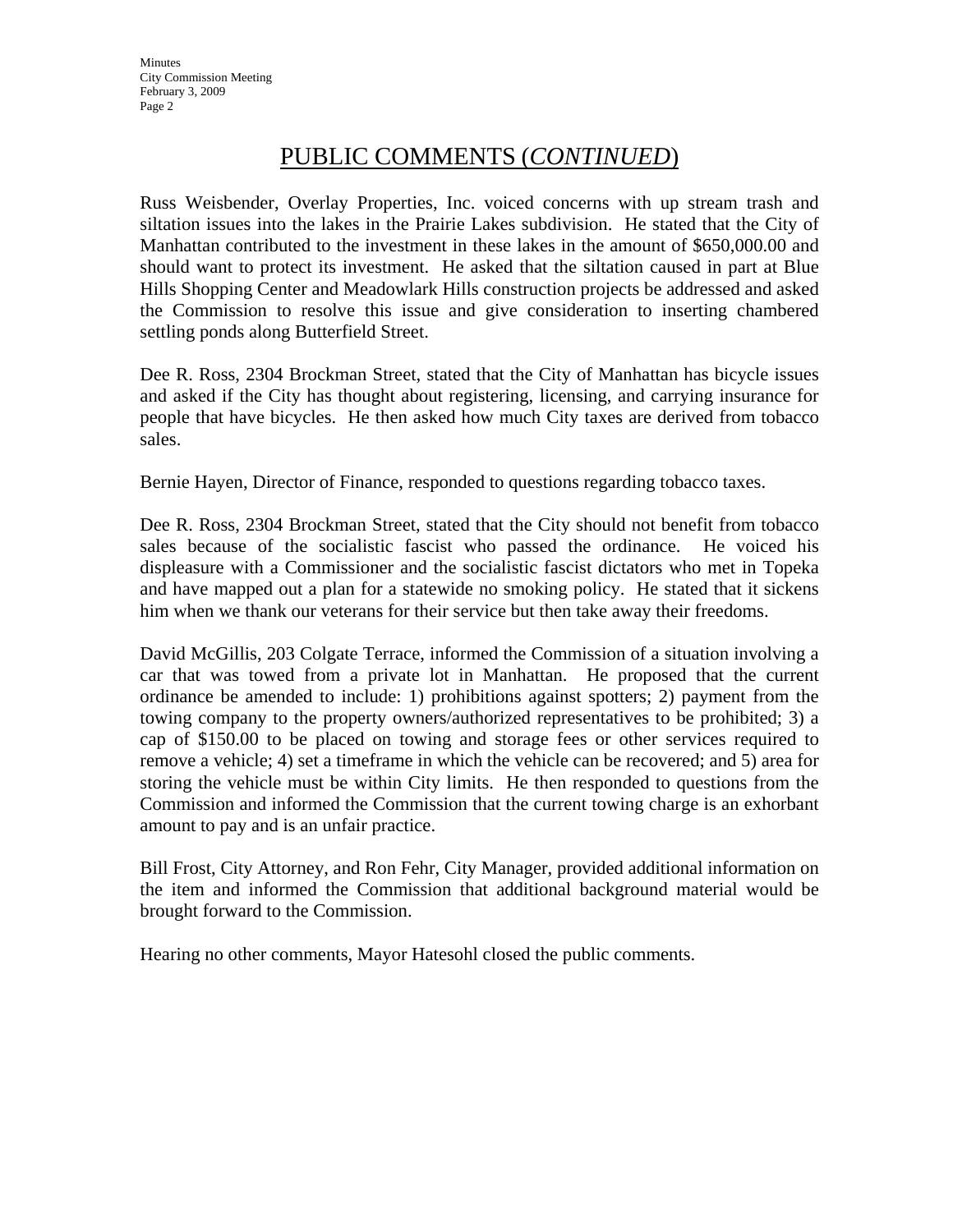# PUBLIC COMMENTS (*CONTINUED*)

Russ Weisbender, Overlay Properties, Inc. voiced concerns with up stream trash and siltation issues into the lakes in the Prairie Lakes subdivision. He stated that the City of Manhattan contributed to the investment in these lakes in the amount of $650,000.00 and should want to protect its investment. He asked that the siltation caused in part at Blue Hills Shopping Center and Meadowlark Hills construction projects be addressed and asked the Commission to resolve this issue and give consideration to inserting chambered settling ponds along Butterfield Street.

Dee R. Ross, 2304 Brockman Street, stated that the City of Manhattan has bicycle issues and asked if the City has thought about registering, licensing, and carrying insurance for people that have bicycles. He then asked how much City taxes are derived from tobacco sales.

Bernie Hayen, Director of Finance, responded to questions regarding tobacco taxes.

Dee R. Ross, 2304 Brockman Street, stated that the City should not benefit from tobacco sales because of the socialistic fascist who passed the ordinance. He voiced his displeasure with a Commissioner and the socialistic fascist dictators who met in Topeka and have mapped out a plan for a statewide no smoking policy. He stated that it sickens him when we thank our veterans for their service but then take away their freedoms.

David McGillis, 203 Colgate Terrace, informed the Commission of a situation involving a car that was towed from a private lot in Manhattan. He proposed that the current ordinance be amended to include: 1) prohibitions against spotters; 2) payment from the towing company to the property owners/authorized representatives to be prohibited; 3) a cap of $150.00 to be placed on towing and storage fees or other services required to remove a vehicle; 4) set a timeframe in which the vehicle can be recovered; and 5) area for storing the vehicle must be within City limits. He then responded to questions from the Commission and informed the Commission that the current towing charge is an exhorbant amount to pay and is an unfair practice.

Bill Frost, City Attorney, and Ron Fehr, City Manager, provided additional information on the item and informed the Commission that additional background material would be brought forward to the Commission.

Hearing no other comments, Mayor Hatesohl closed the public comments.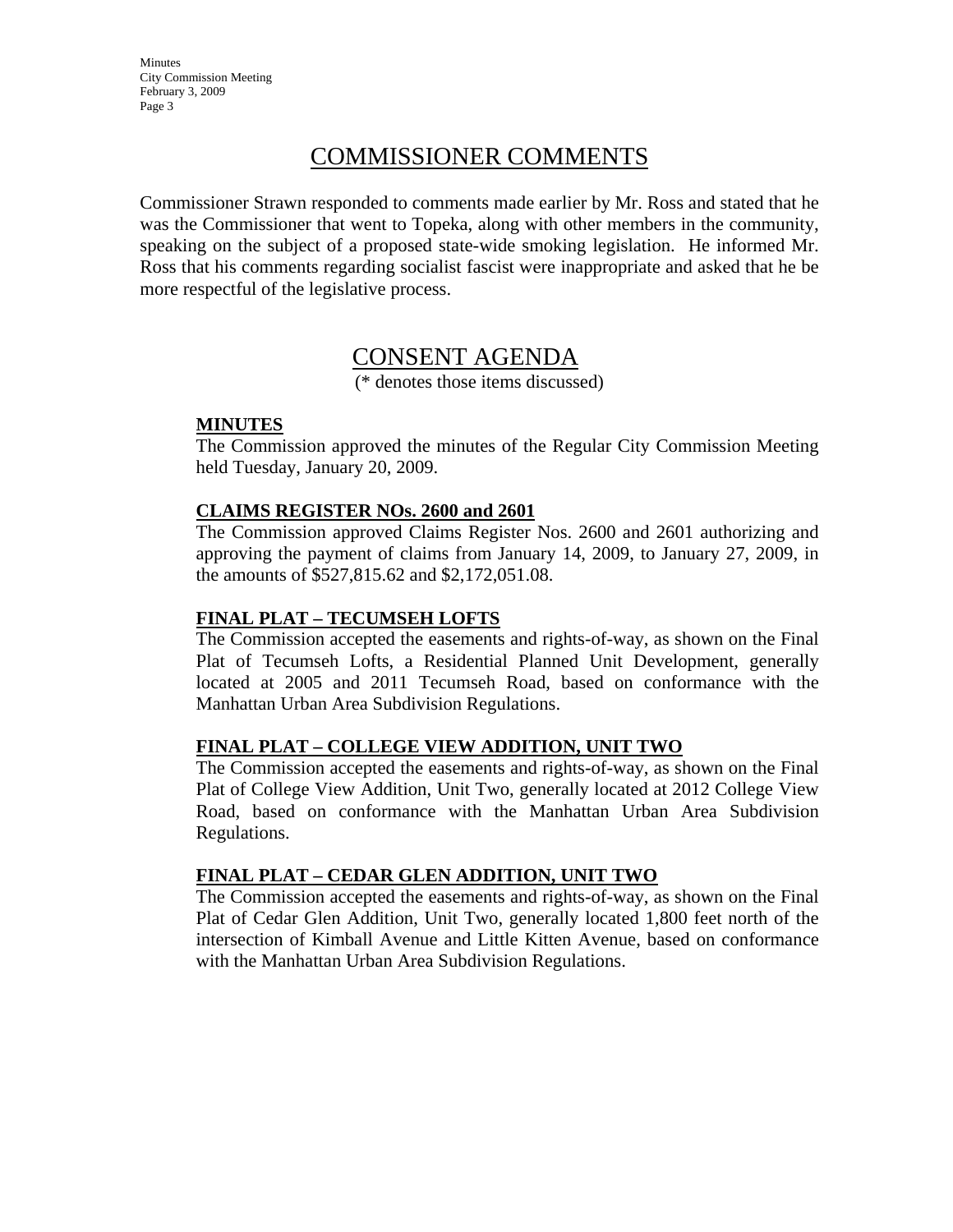# COMMISSIONER COMMENTS

Commissioner Strawn responded to comments made earlier by Mr. Ross and stated that he was the Commissioner that went to Topeka, along with other members in the community, speaking on the subject of a proposed state-wide smoking legislation. He informed Mr. Ross that his comments regarding socialist fascist were inappropriate and asked that he be more respectful of the legislative process.

# CONSENT AGENDA

(* denotes those items discussed)

**MINUTES**

The Commission approved the minutes of the Regular City Commission Meeting held Tuesday, January 20, 2009.

**CLAIMS REGISTER NOs. 2600 and 2601**

The Commission approved Claims Register Nos. 2600 and 2601 authorizing and approving the payment of claims from January 14, 2009, to January 27, 2009, in the amounts of $527,815.62 and $2,172,051.08.

**FINAL PLAT – TECUMSEH LOFTS**

The Commission accepted the easements and rights-of-way, as shown on the Final Plat of Tecumseh Lofts, a Residential Planned Unit Development, generally located at 2005 and 2011 Tecumseh Road, based on conformance with the Manhattan Urban Area Subdivision Regulations.

**FINAL PLAT – COLLEGE VIEW ADDITION, UNIT TWO**

The Commission accepted the easements and rights-of-way, as shown on the Final Plat of College View Addition, Unit Two, generally located at 2012 College View Road, based on conformance with the Manhattan Urban Area Subdivision Regulations.

**FINAL PLAT – CEDAR GLEN ADDITION, UNIT TWO**

The Commission accepted the easements and rights-of-way, as shown on the Final Plat of Cedar Glen Addition, Unit Two, generally located 1,800 feet north of the intersection of Kimball Avenue and Little Kitten Avenue, based on conformance with the Manhattan Urban Area Subdivision Regulations.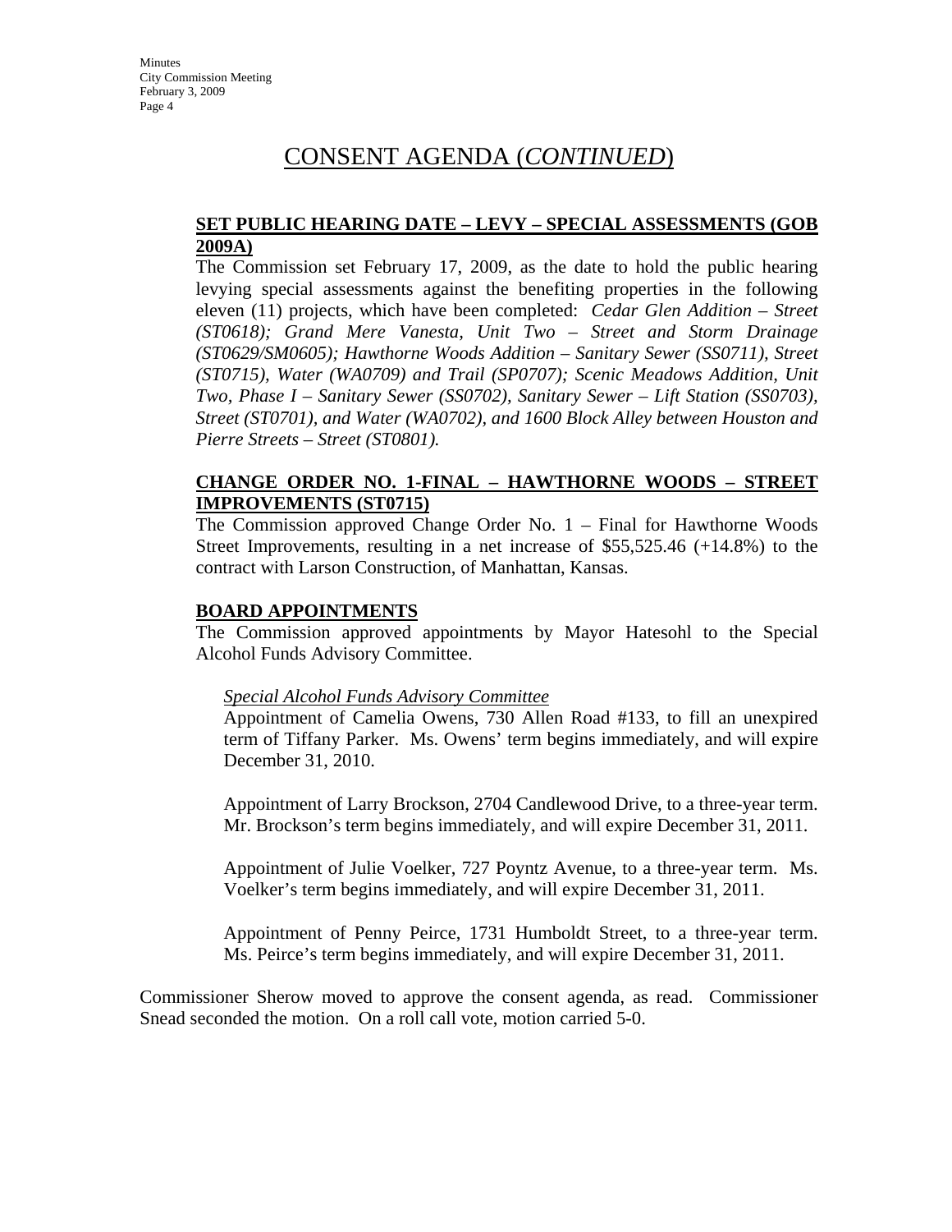# CONSENT AGENDA (*CONTINUED*)

## SET PUBLIC HEARING DATE – LEVY – SPECIAL ASSESSMENTS (GOB 2009A)

The Commission set February 17, 2009, as the date to hold the public hearing levying special assessments against the benefiting properties in the following eleven (11) projects, which have been completed: *Cedar Glen Addition – Street (ST0618); Grand Mere Vanesta, Unit Two – Street and Storm Drainage (ST0629/SM0605); Hawthorne Woods Addition – Sanitary Sewer (SS0711), Street (ST0715), Water (WA0709) and Trail (SP0707); Scenic Meadows Addition, Unit Two, Phase I – Sanitary Sewer (SS0702), Sanitary Sewer – Lift Station (SS0703), Street (ST0701), and Water (WA0702), and 1600 Block Alley between Houston and Pierre Streets – Street (ST0801).*

## CHANGE ORDER NO. 1-FINAL – HAWTHORNE WOODS – STREET IMPROVEMENTS (ST0715)

The Commission approved Change Order No. 1 – Final for Hawthorne Woods Street Improvements, resulting in a net increase of $55,525.46 (+14.8%) to the contract with Larson Construction, of Manhattan, Kansas.

## BOARD APPOINTMENTS

The Commission approved appointments by Mayor Hatesohl to the Special Alcohol Funds Advisory Committee.

*Special Alcohol Funds Advisory Committee*

Appointment of Camelia Owens, 730 Allen Road #133, to fill an unexpired term of Tiffany Parker. Ms. Owens' term begins immediately, and will expire December 31, 2010.

Appointment of Larry Brockson, 2704 Candlewood Drive, to a three-year term. Mr. Brockson's term begins immediately, and will expire December 31, 2011.

Appointment of Julie Voelker, 727 Poyntz Avenue, to a three-year term. Ms. Voelker's term begins immediately, and will expire December 31, 2011.

Appointment of Penny Peirce, 1731 Humboldt Street, to a three-year term. Ms. Peirce's term begins immediately, and will expire December 31, 2011.

Commissioner Sherow moved to approve the consent agenda, as read. Commissioner Snead seconded the motion. On a roll call vote, motion carried 5-0.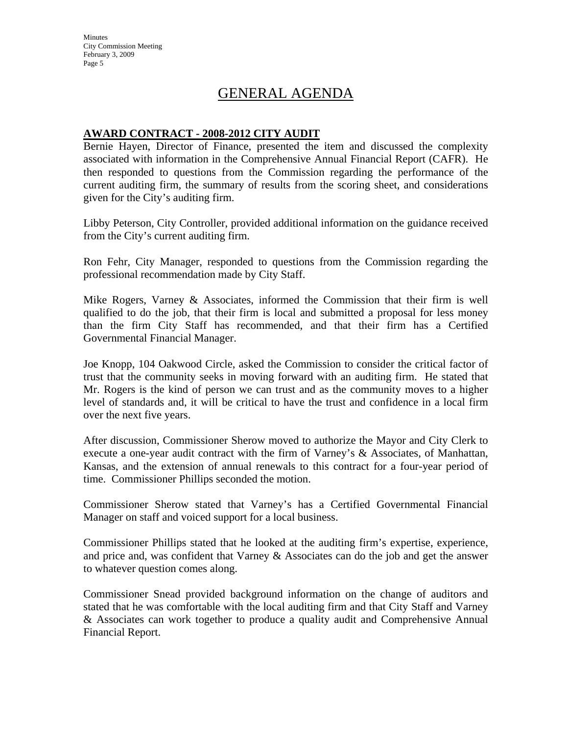# GENERAL AGENDA

**AWARD CONTRACT - 2008-2012 CITY AUDIT**

Bernie Hayen, Director of Finance, presented the item and discussed the complexity associated with information in the Comprehensive Annual Financial Report (CAFR). He then responded to questions from the Commission regarding the performance of the current auditing firm, the summary of results from the scoring sheet, and considerations given for the City's auditing firm.

Libby Peterson, City Controller, provided additional information on the guidance received from the City's current auditing firm.

Ron Fehr, City Manager, responded to questions from the Commission regarding the professional recommendation made by City Staff.

Mike Rogers, Varney & Associates, informed the Commission that their firm is well qualified to do the job, that their firm is local and submitted a proposal for less money than the firm City Staff has recommended, and that their firm has a Certified Governmental Financial Manager.

Joe Knopp, 104 Oakwood Circle, asked the Commission to consider the critical factor of trust that the community seeks in moving forward with an auditing firm. He stated that Mr. Rogers is the kind of person we can trust and as the community moves to a higher level of standards and, it will be critical to have the trust and confidence in a local firm over the next five years.

After discussion, Commissioner Sherow moved to authorize the Mayor and City Clerk to execute a one-year audit contract with the firm of Varney's & Associates, of Manhattan, Kansas, and the extension of annual renewals to this contract for a four-year period of time. Commissioner Phillips seconded the motion.

Commissioner Sherow stated that Varney's has a Certified Governmental Financial Manager on staff and voiced support for a local business.

Commissioner Phillips stated that he looked at the auditing firm's expertise, experience, and price and, was confident that Varney & Associates can do the job and get the answer to whatever question comes along.

Commissioner Snead provided background information on the change of auditors and stated that he was comfortable with the local auditing firm and that City Staff and Varney & Associates can work together to produce a quality audit and Comprehensive Annual Financial Report.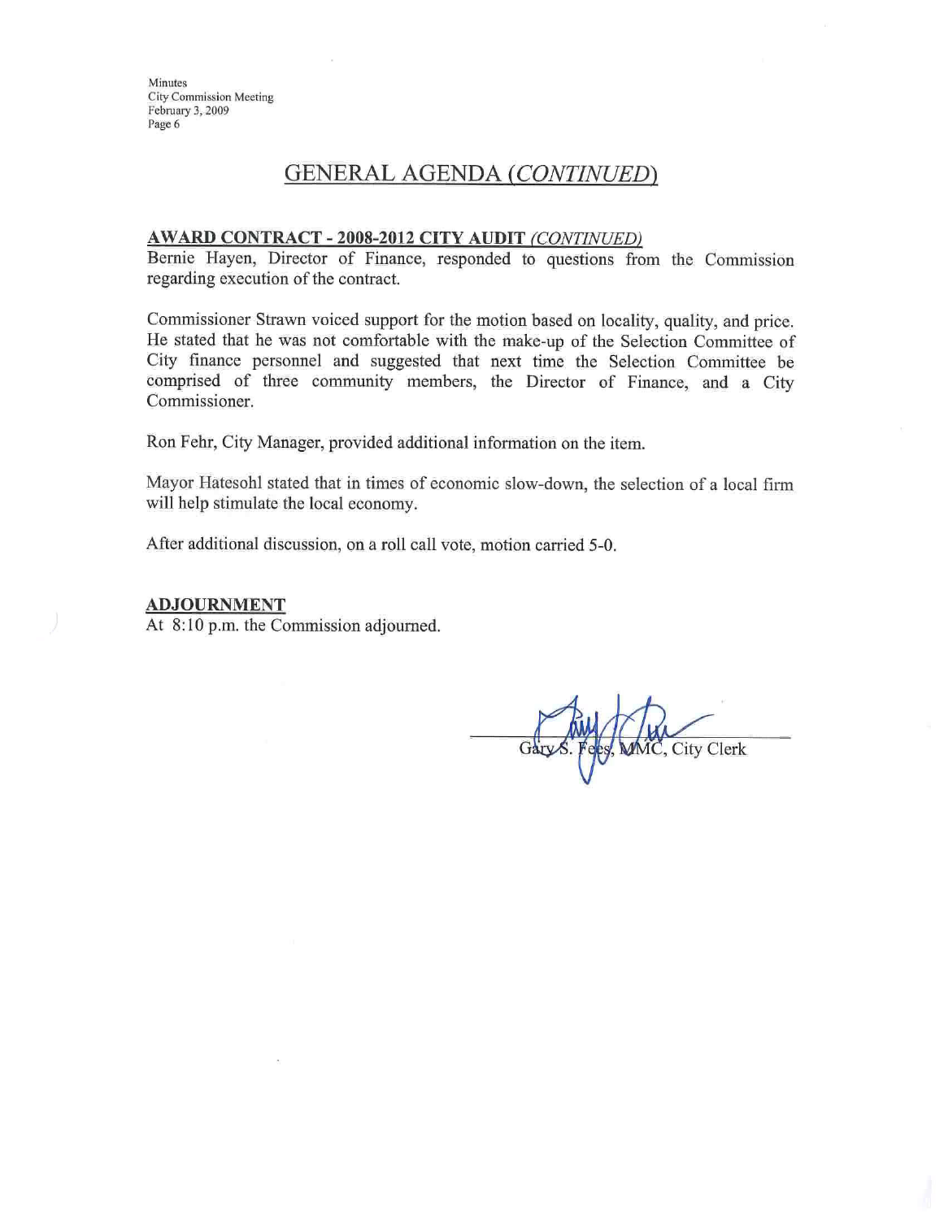## GENERAL AGENDA *(CONTINUED)*

**AWARD CONTRACT - 2008-2012 CITY AUDIT** *(CONTINUED)*

Bernie Hayen, Director of Finance, responded to questions from the Commission regarding execution of the contract.

Commissioner Strawn voiced support for the motion based on locality, quality, and price. He stated that he was not comfortable with the make-up of the Selection Committee of City finance personnel and suggested that next time the Selection Committee be comprised of three community members, the Director of Finance, and a City Commissioner.

Ron Fehr, City Manager, provided additional information on the item.

Mayor Hatesohl stated that in times of economic slow-down, the selection of a local firm will help stimulate the local economy.

After additional discussion, on a roll call vote, motion carried 5-0.

**ADJOURNMENT**

At 8:10 p.m. the Commission adjourned.

Gary S. Fees, MMC, City Clerk